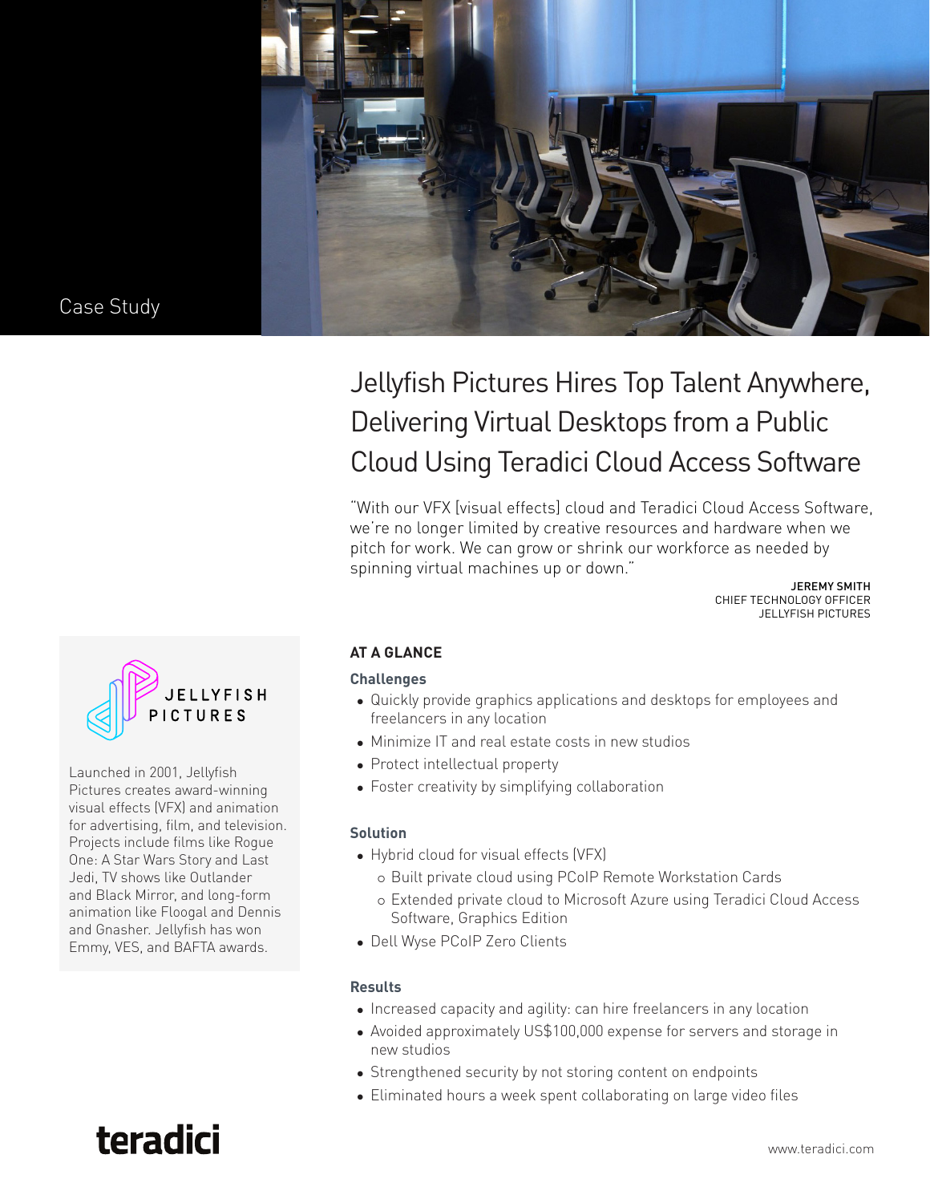Case Study

# Jellyfish Pictures Hires Top Talent Anywhere, Delivering Virtual Desktops from a Public Cloud Using Teradici Cloud Access Software

"With our VFX [visual effects] cloud and Teradici Cloud Access Software, we're no longer limited by creative resources and hardware when we pitch for work. We can grow or shrink our workforce as needed by spinning virtual machines up or down."

JEREMY SMITH
CHIEF TECHNOLOGY OFFICER
JELLYFISH PICTURES

JELLYFISH PICTURES

Launched in 2001, Jellyfish Pictures creates award-winning visual effects (VFX) and animation for advertising, film, and television. Projects include films like Rogue One: A Star Wars Story and Last Jedi, TV shows like Outlander and Black Mirror, and long-form animation like Floogal and Dennis and Gnasher. Jellyfish has won Emmy, VES, and BAFTA awards.

## AT A GLANCE

### Challenges

- Quickly provide graphics applications and desktops for employees and freelancers in any location
- Minimize IT and real estate costs in new studios
- Protect intellectual property
- Foster creativity by simplifying collaboration

### Solution

- Hybrid cloud for visual effects (VFX)
  - Built private cloud using PCoIP Remote Workstation Cards
  - Extended private cloud to Microsoft Azure using Teradici Cloud Access Software, Graphics Edition
- Dell Wyse PCoIP Zero Clients

### Results

- Increased capacity and agility: can hire freelancers in any location
- Avoided approximately US$100,000 expense for servers and storage in new studios
- Strengthened security by not storing content on endpoints
- Eliminated hours a week spent collaborating on large video files

teradici

www.teradici.com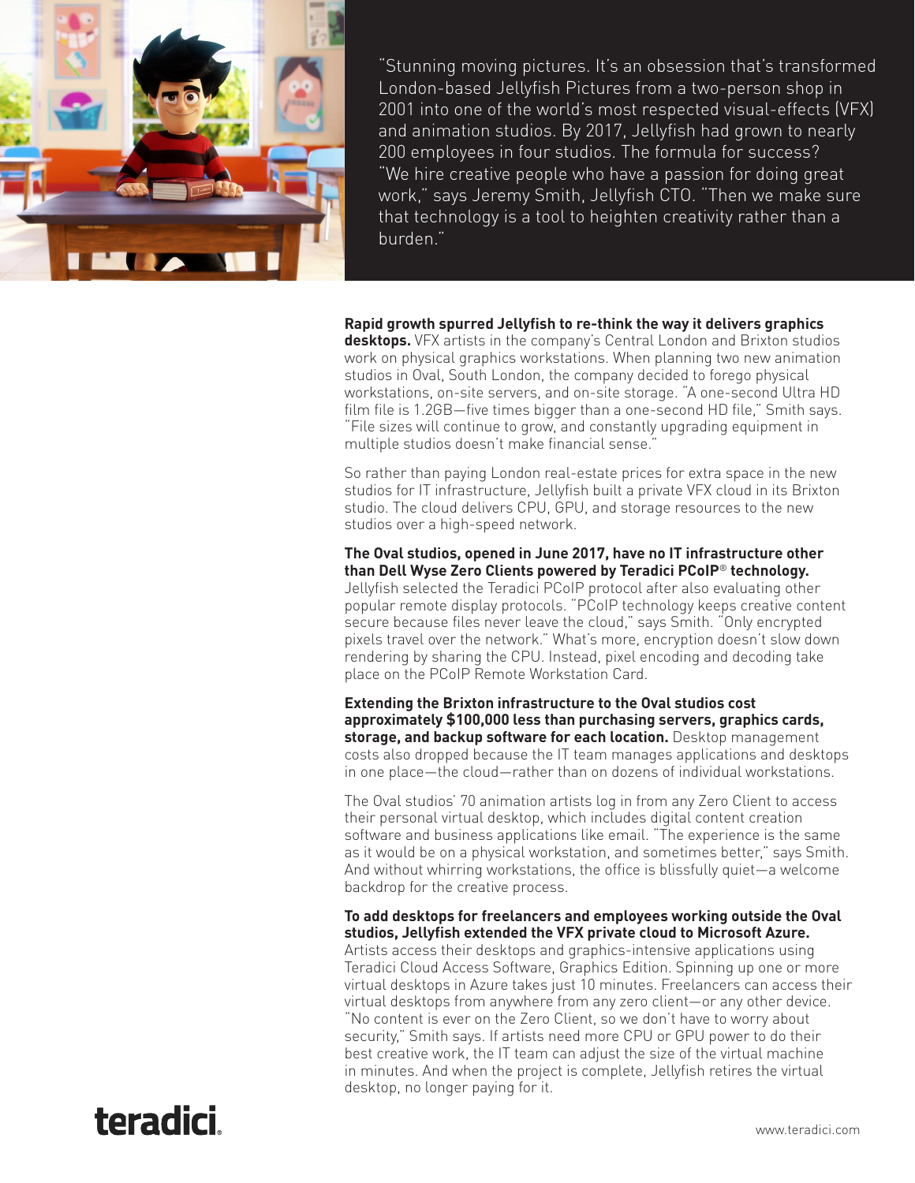"Stunning moving pictures. It's an obsession that's transformed London-based Jellyfish Pictures from a two-person shop in 2001 into one of the world's most respected visual-effects (VFX) and animation studios. By 2017, Jellyfish had grown to nearly 200 employees in four studios. The formula for success? "We hire creative people who have a passion for doing great work," says Jeremy Smith, Jellyfish CTO. "Then we make sure that technology is a tool to heighten creativity rather than a burden."

**Rapid growth spurred Jellyfish to re-think the way it delivers graphics desktops.** VFX artists in the company's Central London and Brixton studios work on physical graphics workstations. When planning two new animation studios in Oval, South London, the company decided to forego physical workstations, on-site servers, and on-site storage. "A one-second Ultra HD film file is 1.2GB—five times bigger than a one-second HD file," Smith says. "File sizes will continue to grow, and constantly upgrading equipment in multiple studios doesn't make financial sense."

So rather than paying London real-estate prices for extra space in the new studios for IT infrastructure, Jellyfish built a private VFX cloud in its Brixton studio. The cloud delivers CPU, GPU, and storage resources to the new studios over a high-speed network.

**The Oval studios, opened in June 2017, have no IT infrastructure other than Dell Wyse Zero Clients powered by Teradici PCoIP® technology.** Jellyfish selected the Teradici PCoIP protocol after also evaluating other popular remote display protocols. "PCoIP technology keeps creative content secure because files never leave the cloud," says Smith. "Only encrypted pixels travel over the network." What's more, encryption doesn't slow down rendering by sharing the CPU. Instead, pixel encoding and decoding take place on the PCoIP Remote Workstation Card.

**Extending the Brixton infrastructure to the Oval studios cost approximately $100,000 less than purchasing servers, graphics cards, storage, and backup software for each location.** Desktop management costs also dropped because the IT team manages applications and desktops in one place—the cloud—rather than on dozens of individual workstations.

The Oval studios' 70 animation artists log in from any Zero Client to access their personal virtual desktop, which includes digital content creation software and business applications like email. "The experience is the same as it would be on a physical workstation, and sometimes better," says Smith. And without whirring workstations, the office is blissfully quiet—a welcome backdrop for the creative process.

**To add desktops for freelancers and employees working outside the Oval studios, Jellyfish extended the VFX private cloud to Microsoft Azure.** Artists access their desktops and graphics-intensive applications using Teradici Cloud Access Software, Graphics Edition. Spinning up one or more virtual desktops in Azure takes just 10 minutes. Freelancers can access their virtual desktops from anywhere from any zero client—or any other device. "No content is ever on the Zero Client, so we don't have to worry about security," Smith says. If artists need more CPU or GPU power to do their best creative work, the IT team can adjust the size of the virtual machine in minutes. And when the project is complete, Jellyfish retires the virtual desktop, no longer paying for it.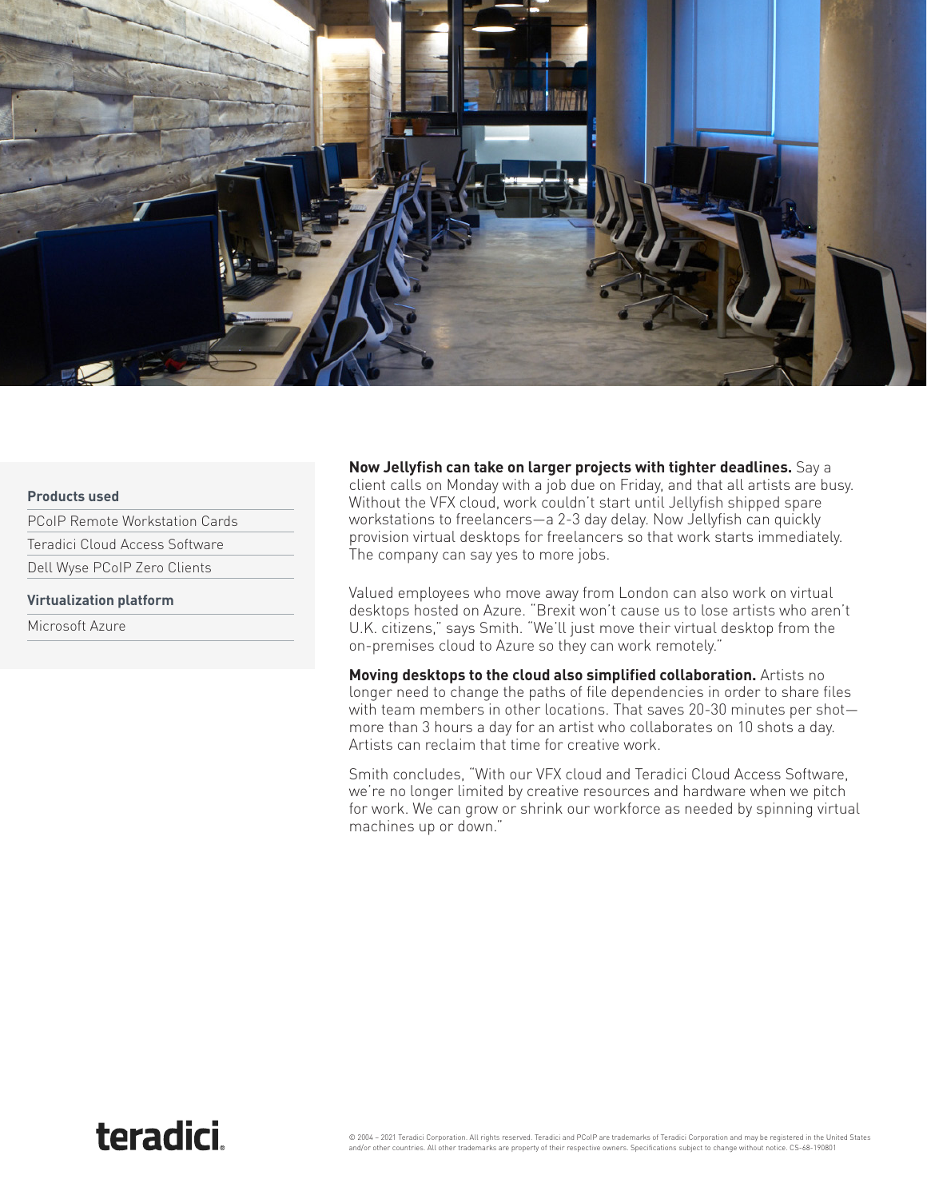**Products used**

PCoIP Remote Workstation Cards

Teradici Cloud Access Software

Dell Wyse PCoIP Zero Clients

**Virtualization platform**

Microsoft Azure

**Now Jellyfish can take on larger projects with tighter deadlines.** Say a client calls on Monday with a job due on Friday, and that all artists are busy. Without the VFX cloud, work couldn't start until Jellyfish shipped spare workstations to freelancers—a 2-3 day delay. Now Jellyfish can quickly provision virtual desktops for freelancers so that work starts immediately. The company can say yes to more jobs.

Valued employees who move away from London can also work on virtual desktops hosted on Azure. "Brexit won't cause us to lose artists who aren't U.K. citizens," says Smith. "We'll just move their virtual desktop from the on-premises cloud to Azure so they can work remotely."

**Moving desktops to the cloud also simplified collaboration.** Artists no longer need to change the paths of file dependencies in order to share files with team members in other locations. That saves 20-30 minutes per shot—more than 3 hours a day for an artist who collaborates on 10 shots a day. Artists can reclaim that time for creative work.

Smith concludes, "With our VFX cloud and Teradici Cloud Access Software, we're no longer limited by creative resources and hardware when we pitch for work. We can grow or shrink our workforce as needed by spinning virtual machines up or down."

teradici.

© 2004 – 2021 Teradici Corporation. All rights reserved. Teradici and PCoIP are trademarks of Teradici Corporation and may be registered in the United States and/or other countries. All other trademarks are property of their respective owners. Specifications subject to change without notice. CS-68-190801